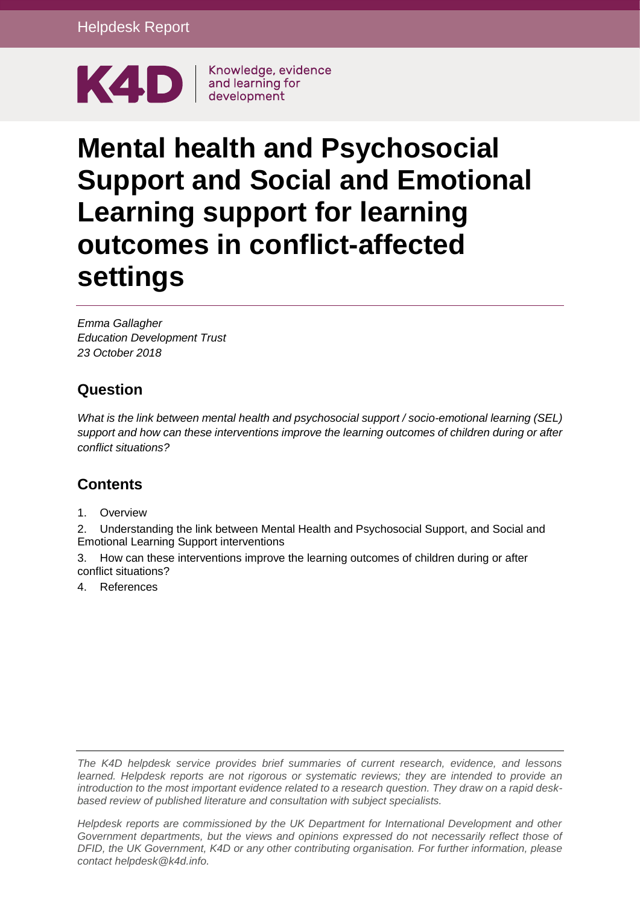Helpdesk Report

K4D | Knowledge, evidence and learning for development

# Mental health and Psychosocial Support and Social and Emotional Learning support for learning outcomes in conflict-affected settings

*Emma Gallagher*
*Education Development Trust*
*23 October 2018*

## Question

*What is the link between mental health and psychosocial support / socio-emotional learning (SEL) support and how can these interventions improve the learning outcomes of children during or after conflict situations?*

## Contents

1. Overview
2. Understanding the link between Mental Health and Psychosocial Support, and Social and Emotional Learning Support interventions
3. How can these interventions improve the learning outcomes of children during or after conflict situations?
4. References

*The K4D helpdesk service provides brief summaries of current research, evidence, and lessons learned. Helpdesk reports are not rigorous or systematic reviews; they are intended to provide an introduction to the most important evidence related to a research question. They draw on a rapid desk-based review of published literature and consultation with subject specialists.*

*Helpdesk reports are commissioned by the UK Department for International Development and other Government departments, but the views and opinions expressed do not necessarily reflect those of DFID, the UK Government, K4D or any other contributing organisation. For further information, please contact helpdesk@k4d.info.*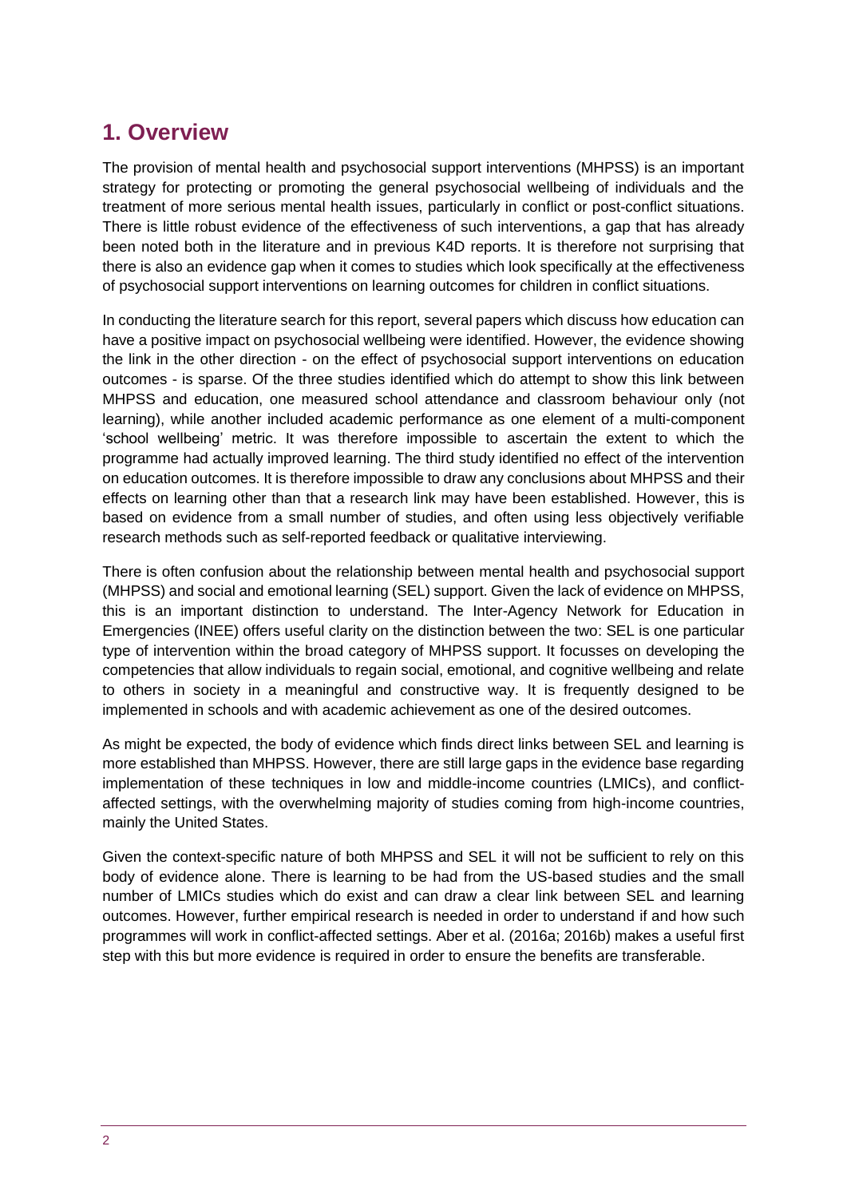## 1. Overview

The provision of mental health and psychosocial support interventions (MHPSS) is an important strategy for protecting or promoting the general psychosocial wellbeing of individuals and the treatment of more serious mental health issues, particularly in conflict or post-conflict situations. There is little robust evidence of the effectiveness of such interventions, a gap that has already been noted both in the literature and in previous K4D reports. It is therefore not surprising that there is also an evidence gap when it comes to studies which look specifically at the effectiveness of psychosocial support interventions on learning outcomes for children in conflict situations.

In conducting the literature search for this report, several papers which discuss how education can have a positive impact on psychosocial wellbeing were identified. However, the evidence showing the link in the other direction - on the effect of psychosocial support interventions on education outcomes - is sparse. Of the three studies identified which do attempt to show this link between MHPSS and education, one measured school attendance and classroom behaviour only (not learning), while another included academic performance as one element of a multi-component 'school wellbeing' metric. It was therefore impossible to ascertain the extent to which the programme had actually improved learning. The third study identified no effect of the intervention on education outcomes. It is therefore impossible to draw any conclusions about MHPSS and their effects on learning other than that a research link may have been established. However, this is based on evidence from a small number of studies, and often using less objectively verifiable research methods such as self-reported feedback or qualitative interviewing.

There is often confusion about the relationship between mental health and psychosocial support (MHPSS) and social and emotional learning (SEL) support. Given the lack of evidence on MHPSS, this is an important distinction to understand. The Inter-Agency Network for Education in Emergencies (INEE) offers useful clarity on the distinction between the two: SEL is one particular type of intervention within the broad category of MHPSS support. It focusses on developing the competencies that allow individuals to regain social, emotional, and cognitive wellbeing and relate to others in society in a meaningful and constructive way. It is frequently designed to be implemented in schools and with academic achievement as one of the desired outcomes.

As might be expected, the body of evidence which finds direct links between SEL and learning is more established than MHPSS. However, there are still large gaps in the evidence base regarding implementation of these techniques in low and middle-income countries (LMICs), and conflict-affected settings, with the overwhelming majority of studies coming from high-income countries, mainly the United States.

Given the context-specific nature of both MHPSS and SEL it will not be sufficient to rely on this body of evidence alone. There is learning to be had from the US-based studies and the small number of LMICs studies which do exist and can draw a clear link between SEL and learning outcomes. However, further empirical research is needed in order to understand if and how such programmes will work in conflict-affected settings. Aber et al. (2016a; 2016b) makes a useful first step with this but more evidence is required in order to ensure the benefits are transferable.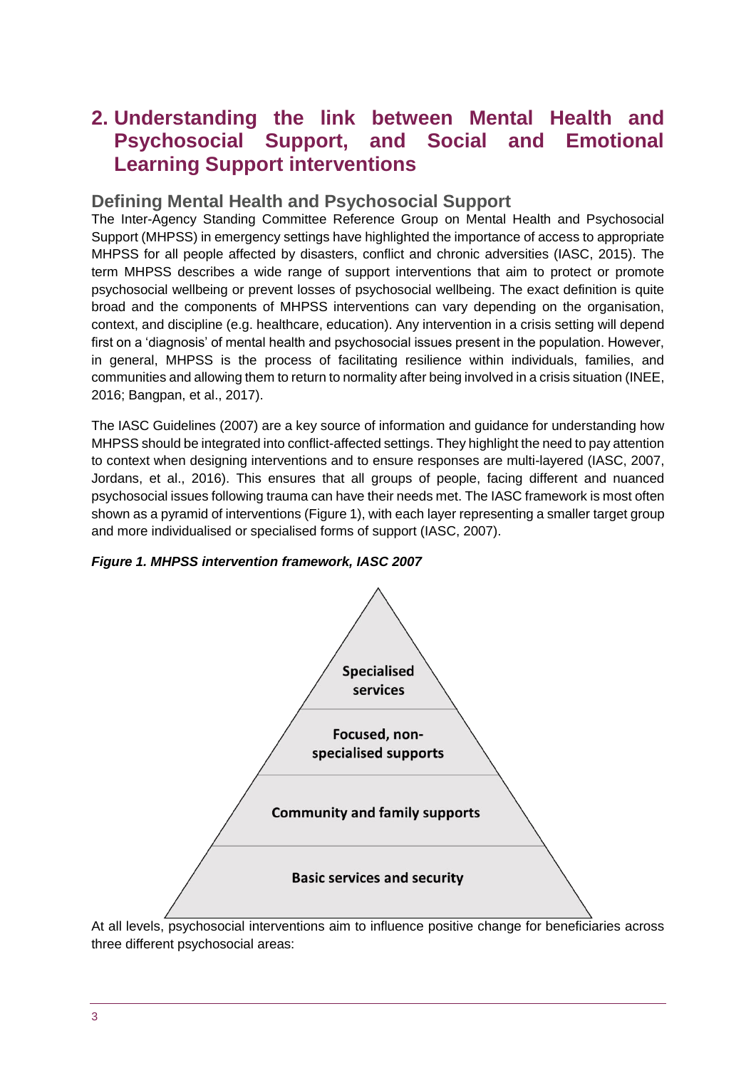## 2. Understanding the link between Mental Health and Psychosocial Support, and Social and Emotional Learning Support interventions

### Defining Mental Health and Psychosocial Support

The Inter-Agency Standing Committee Reference Group on Mental Health and Psychosocial Support (MHPSS) in emergency settings have highlighted the importance of access to appropriate MHPSS for all people affected by disasters, conflict and chronic adversities (IASC, 2015). The term MHPSS describes a wide range of support interventions that aim to protect or promote psychosocial wellbeing or prevent losses of psychosocial wellbeing. The exact definition is quite broad and the components of MHPSS interventions can vary depending on the organisation, context, and discipline (e.g. healthcare, education). Any intervention in a crisis setting will depend first on a 'diagnosis' of mental health and psychosocial issues present in the population. However, in general, MHPSS is the process of facilitating resilience within individuals, families, and communities and allowing them to return to normality after being involved in a crisis situation (INEE, 2016; Bangpan, et al., 2017).

The IASC Guidelines (2007) are a key source of information and guidance for understanding how MHPSS should be integrated into conflict-affected settings. They highlight the need to pay attention to context when designing interventions and to ensure responses are multi-layered (IASC, 2007, Jordans, et al., 2016). This ensures that all groups of people, facing different and nuanced psychosocial issues following trauma can have their needs met. The IASC framework is most often shown as a pyramid of interventions (Figure 1), with each layer representing a smaller target group and more individualised or specialised forms of support (IASC, 2007).

***Figure 1. MHPSS intervention framework, IASC 2007***

Specialised services

Focused, non-specialised supports

Community and family supports

Basic services and security

At all levels, psychosocial interventions aim to influence positive change for beneficiaries across three different psychosocial areas: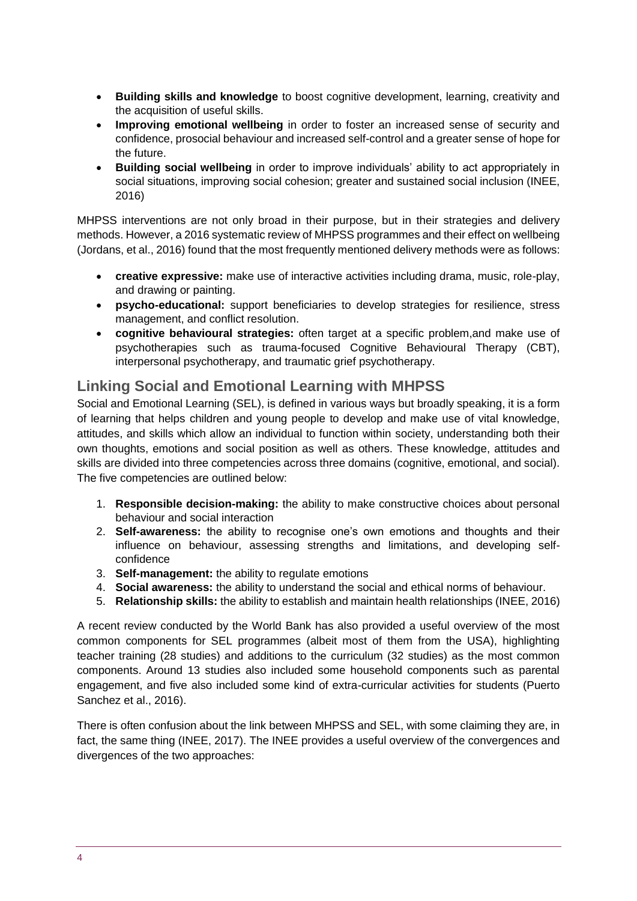- **Building skills and knowledge** to boost cognitive development, learning, creativity and the acquisition of useful skills.
- **Improving emotional wellbeing** in order to foster an increased sense of security and confidence, prosocial behaviour and increased self-control and a greater sense of hope for the future.
- **Building social wellbeing** in order to improve individuals' ability to act appropriately in social situations, improving social cohesion; greater and sustained social inclusion (INEE, 2016)

MHPSS interventions are not only broad in their purpose, but in their strategies and delivery methods. However, a 2016 systematic review of MHPSS programmes and their effect on wellbeing (Jordans, et al., 2016) found that the most frequently mentioned delivery methods were as follows:

- **creative expressive:** make use of interactive activities including drama, music, role-play, and drawing or painting.
- **psycho-educational:** support beneficiaries to develop strategies for resilience, stress management, and conflict resolution.
- **cognitive behavioural strategies:** often target at a specific problem,and make use of psychotherapies such as trauma-focused Cognitive Behavioural Therapy (CBT), interpersonal psychotherapy, and traumatic grief psychotherapy.

## Linking Social and Emotional Learning with MHPSS

Social and Emotional Learning (SEL), is defined in various ways but broadly speaking, it is a form of learning that helps children and young people to develop and make use of vital knowledge, attitudes, and skills which allow an individual to function within society, understanding both their own thoughts, emotions and social position as well as others. These knowledge, attitudes and skills are divided into three competencies across three domains (cognitive, emotional, and social). The five competencies are outlined below:

1. **Responsible decision-making:** the ability to make constructive choices about personal behaviour and social interaction
2. **Self-awareness:** the ability to recognise one's own emotions and thoughts and their influence on behaviour, assessing strengths and limitations, and developing self-confidence
3. **Self-management:** the ability to regulate emotions
4. **Social awareness:** the ability to understand the social and ethical norms of behaviour.
5. **Relationship skills:** the ability to establish and maintain health relationships (INEE, 2016)

A recent review conducted by the World Bank has also provided a useful overview of the most common components for SEL programmes (albeit most of them from the USA), highlighting teacher training (28 studies) and additions to the curriculum (32 studies) as the most common components. Around 13 studies also included some household components such as parental engagement, and five also included some kind of extra-curricular activities for students (Puerto Sanchez et al., 2016).

There is often confusion about the link between MHPSS and SEL, with some claiming they are, in fact, the same thing (INEE, 2017). The INEE provides a useful overview of the convergences and divergences of the two approaches: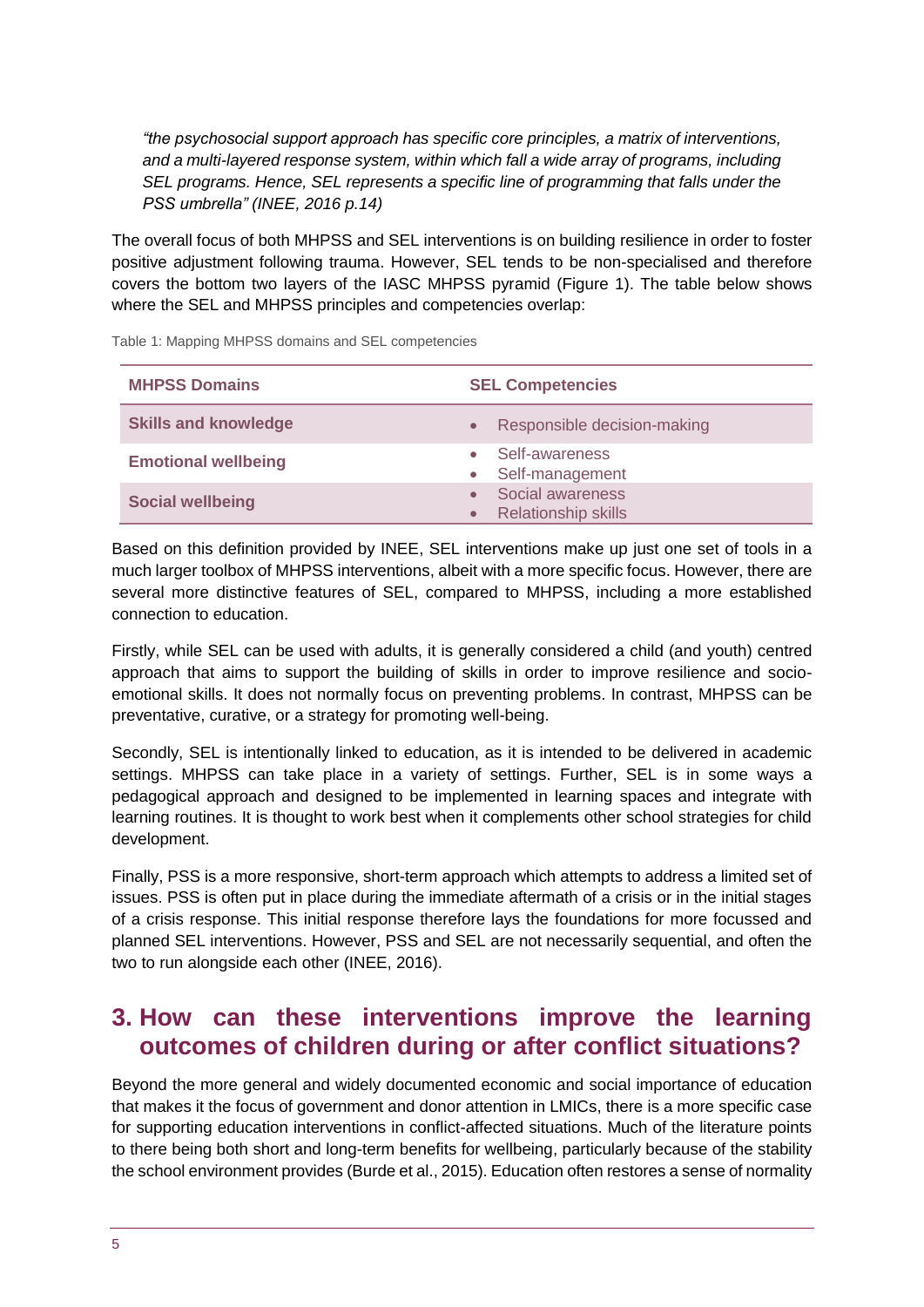*"the psychosocial support approach has specific core principles, a matrix of interventions, and a multi-layered response system, within which fall a wide array of programs, including SEL programs. Hence, SEL represents a specific line of programming that falls under the PSS umbrella" (INEE, 2016 p.14)*

The overall focus of both MHPSS and SEL interventions is on building resilience in order to foster positive adjustment following trauma. However, SEL tends to be non-specialised and therefore covers the bottom two layers of the IASC MHPSS pyramid (Figure 1). The table below shows where the SEL and MHPSS principles and competencies overlap:

Table 1: Mapping MHPSS domains and SEL competencies

| MHPSS Domains | SEL Competencies |
| --- | --- |
| **Skills and knowledge** | • Responsible decision-making |
| **Emotional wellbeing** | • Self-awareness<br>• Self-management |
| **Social wellbeing** | • Social awareness<br>• Relationship skills |

Based on this definition provided by INEE, SEL interventions make up just one set of tools in a much larger toolbox of MHPSS interventions, albeit with a more specific focus. However, there are several more distinctive features of SEL, compared to MHPSS, including a more established connection to education.

Firstly, while SEL can be used with adults, it is generally considered a child (and youth) centred approach that aims to support the building of skills in order to improve resilience and socio-emotional skills. It does not normally focus on preventing problems. In contrast, MHPSS can be preventative, curative, or a strategy for promoting well-being.

Secondly, SEL is intentionally linked to education, as it is intended to be delivered in academic settings. MHPSS can take place in a variety of settings. Further, SEL is in some ways a pedagogical approach and designed to be implemented in learning spaces and integrate with learning routines. It is thought to work best when it complements other school strategies for child development.

Finally, PSS is a more responsive, short-term approach which attempts to address a limited set of issues. PSS is often put in place during the immediate aftermath of a crisis or in the initial stages of a crisis response. This initial response therefore lays the foundations for more focussed and planned SEL interventions. However, PSS and SEL are not necessarily sequential, and often the two to run alongside each other (INEE, 2016).

## 3. How can these interventions improve the learning outcomes of children during or after conflict situations?

Beyond the more general and widely documented economic and social importance of education that makes it the focus of government and donor attention in LMICs, there is a more specific case for supporting education interventions in conflict-affected situations. Much of the literature points to there being both short and long-term benefits for wellbeing, particularly because of the stability the school environment provides (Burde et al., 2015). Education often restores a sense of normality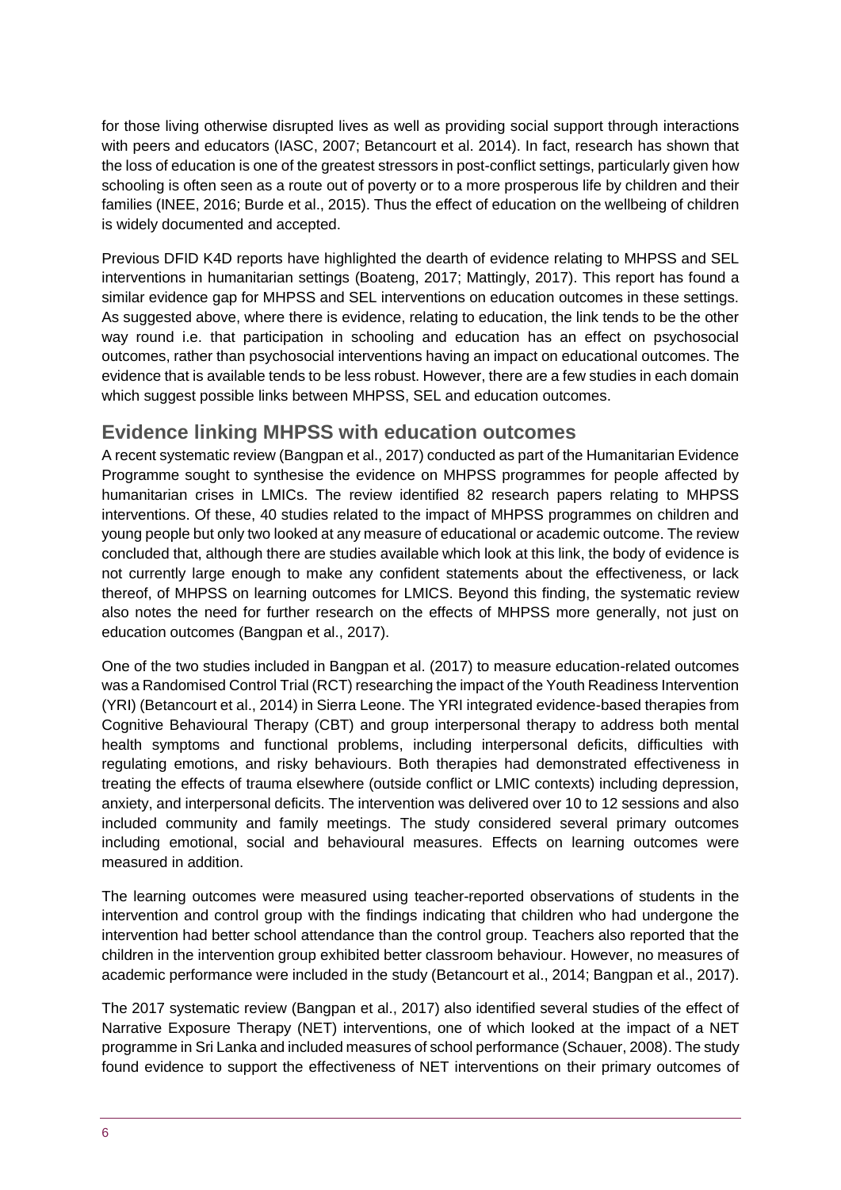for those living otherwise disrupted lives as well as providing social support through interactions with peers and educators (IASC, 2007; Betancourt et al. 2014). In fact, research has shown that the loss of education is one of the greatest stressors in post-conflict settings, particularly given how schooling is often seen as a route out of poverty or to a more prosperous life by children and their families (INEE, 2016; Burde et al., 2015). Thus the effect of education on the wellbeing of children is widely documented and accepted.

Previous DFID K4D reports have highlighted the dearth of evidence relating to MHPSS and SEL interventions in humanitarian settings (Boateng, 2017; Mattingly, 2017). This report has found a similar evidence gap for MHPSS and SEL interventions on education outcomes in these settings. As suggested above, where there is evidence, relating to education, the link tends to be the other way round i.e. that participation in schooling and education has an effect on psychosocial outcomes, rather than psychosocial interventions having an impact on educational outcomes. The evidence that is available tends to be less robust. However, there are a few studies in each domain which suggest possible links between MHPSS, SEL and education outcomes.

## Evidence linking MHPSS with education outcomes

A recent systematic review (Bangpan et al., 2017) conducted as part of the Humanitarian Evidence Programme sought to synthesise the evidence on MHPSS programmes for people affected by humanitarian crises in LMICs. The review identified 82 research papers relating to MHPSS interventions. Of these, 40 studies related to the impact of MHPSS programmes on children and young people but only two looked at any measure of educational or academic outcome. The review concluded that, although there are studies available which look at this link, the body of evidence is not currently large enough to make any confident statements about the effectiveness, or lack thereof, of MHPSS on learning outcomes for LMICS. Beyond this finding, the systematic review also notes the need for further research on the effects of MHPSS more generally, not just on education outcomes (Bangpan et al., 2017).

One of the two studies included in Bangpan et al. (2017) to measure education-related outcomes was a Randomised Control Trial (RCT) researching the impact of the Youth Readiness Intervention (YRI) (Betancourt et al., 2014) in Sierra Leone. The YRI integrated evidence-based therapies from Cognitive Behavioural Therapy (CBT) and group interpersonal therapy to address both mental health symptoms and functional problems, including interpersonal deficits, difficulties with regulating emotions, and risky behaviours. Both therapies had demonstrated effectiveness in treating the effects of trauma elsewhere (outside conflict or LMIC contexts) including depression, anxiety, and interpersonal deficits. The intervention was delivered over 10 to 12 sessions and also included community and family meetings. The study considered several primary outcomes including emotional, social and behavioural measures. Effects on learning outcomes were measured in addition.

The learning outcomes were measured using teacher-reported observations of students in the intervention and control group with the findings indicating that children who had undergone the intervention had better school attendance than the control group. Teachers also reported that the children in the intervention group exhibited better classroom behaviour. However, no measures of academic performance were included in the study (Betancourt et al., 2014; Bangpan et al., 2017).

The 2017 systematic review (Bangpan et al., 2017) also identified several studies of the effect of Narrative Exposure Therapy (NET) interventions, one of which looked at the impact of a NET programme in Sri Lanka and included measures of school performance (Schauer, 2008). The study found evidence to support the effectiveness of NET interventions on their primary outcomes of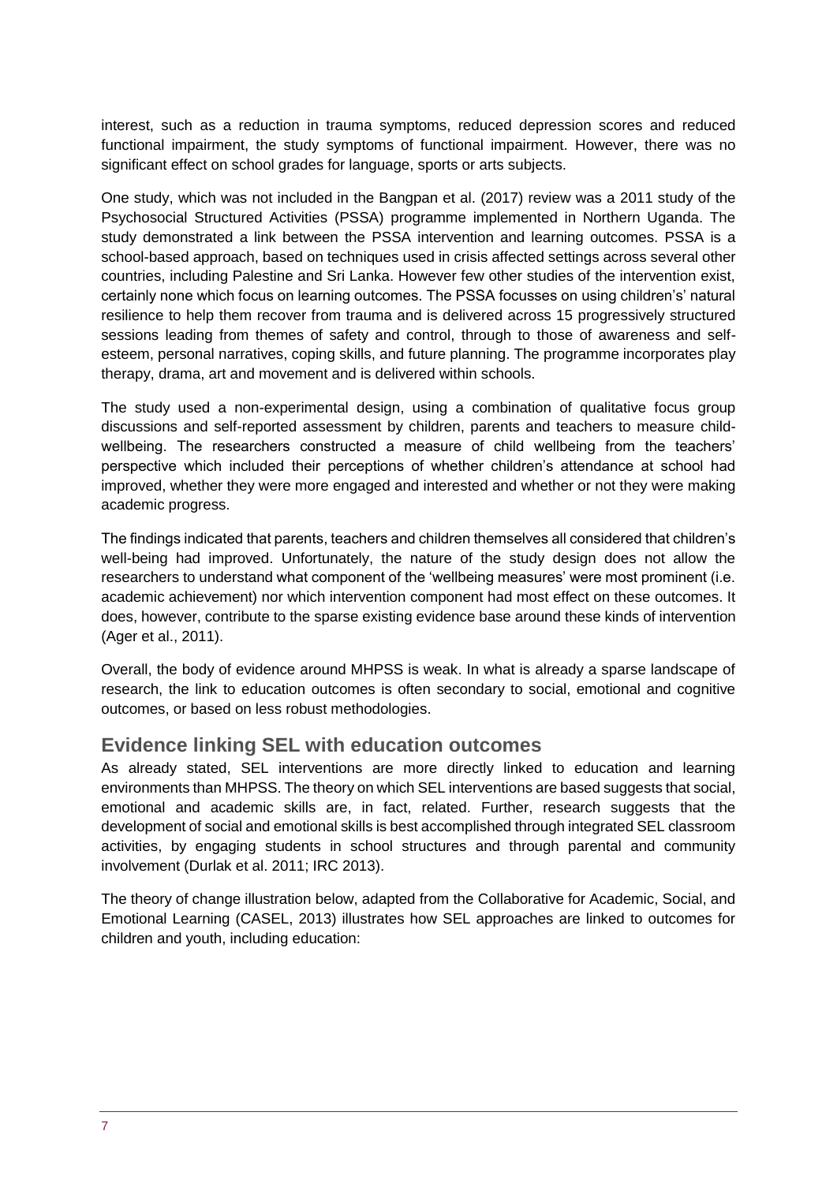interest, such as a reduction in trauma symptoms, reduced depression scores and reduced functional impairment, the study symptoms of functional impairment. However, there was no significant effect on school grades for language, sports or arts subjects.

One study, which was not included in the Bangpan et al. (2017) review was a 2011 study of the Psychosocial Structured Activities (PSSA) programme implemented in Northern Uganda. The study demonstrated a link between the PSSA intervention and learning outcomes. PSSA is a school-based approach, based on techniques used in crisis affected settings across several other countries, including Palestine and Sri Lanka. However few other studies of the intervention exist, certainly none which focus on learning outcomes. The PSSA focusses on using children's' natural resilience to help them recover from trauma and is delivered across 15 progressively structured sessions leading from themes of safety and control, through to those of awareness and self-esteem, personal narratives, coping skills, and future planning. The programme incorporates play therapy, drama, art and movement and is delivered within schools.

The study used a non-experimental design, using a combination of qualitative focus group discussions and self-reported assessment by children, parents and teachers to measure child-wellbeing. The researchers constructed a measure of child wellbeing from the teachers' perspective which included their perceptions of whether children's attendance at school had improved, whether they were more engaged and interested and whether or not they were making academic progress.

The findings indicated that parents, teachers and children themselves all considered that children's well-being had improved. Unfortunately, the nature of the study design does not allow the researchers to understand what component of the 'wellbeing measures' were most prominent (i.e. academic achievement) nor which intervention component had most effect on these outcomes. It does, however, contribute to the sparse existing evidence base around these kinds of intervention (Ager et al., 2011).

Overall, the body of evidence around MHPSS is weak. In what is already a sparse landscape of research, the link to education outcomes is often secondary to social, emotional and cognitive outcomes, or based on less robust methodologies.

## Evidence linking SEL with education outcomes

As already stated, SEL interventions are more directly linked to education and learning environments than MHPSS. The theory on which SEL interventions are based suggests that social, emotional and academic skills are, in fact, related. Further, research suggests that the development of social and emotional skills is best accomplished through integrated SEL classroom activities, by engaging students in school structures and through parental and community involvement (Durlak et al. 2011; IRC 2013).

The theory of change illustration below, adapted from the Collaborative for Academic, Social, and Emotional Learning (CASEL, 2013) illustrates how SEL approaches are linked to outcomes for children and youth, including education: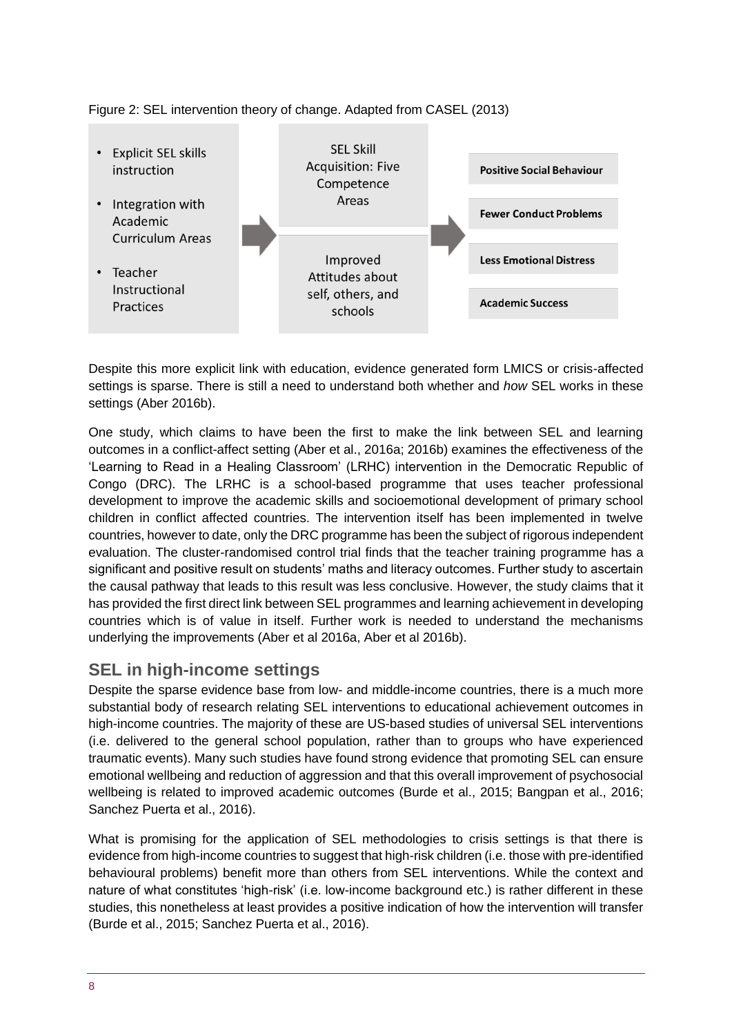Figure 2: SEL intervention theory of change. Adapted from CASEL (2013)

- Explicit SEL skills instruction
- Integration with Academic Curriculum Areas
- Teacher Instructional Practices

SEL Skill Acquisition: Five Competence Areas

Improved Attitudes about self, others, and schools

**Positive Social Behaviour**

**Fewer Conduct Problems**

**Less Emotional Distress**

**Academic Success**

Despite this more explicit link with education, evidence generated form LMICS or crisis-affected settings is sparse. There is still a need to understand both whether and *how* SEL works in these settings (Aber 2016b).

One study, which claims to have been the first to make the link between SEL and learning outcomes in a conflict-affect setting (Aber et al., 2016a; 2016b) examines the effectiveness of the 'Learning to Read in a Healing Classroom' (LRHC) intervention in the Democratic Republic of Congo (DRC). The LRHC is a school-based programme that uses teacher professional development to improve the academic skills and socioemotional development of primary school children in conflict affected countries. The intervention itself has been implemented in twelve countries, however to date, only the DRC programme has been the subject of rigorous independent evaluation. The cluster-randomised control trial finds that the teacher training programme has a significant and positive result on students' maths and literacy outcomes. Further study to ascertain the causal pathway that leads to this result was less conclusive. However, the study claims that it has provided the first direct link between SEL programmes and learning achievement in developing countries which is of value in itself. Further work is needed to understand the mechanisms underlying the improvements (Aber et al 2016a, Aber et al 2016b).

## SEL in high-income settings

Despite the sparse evidence base from low- and middle-income countries, there is a much more substantial body of research relating SEL interventions to educational achievement outcomes in high-income countries. The majority of these are US-based studies of universal SEL interventions (i.e. delivered to the general school population, rather than to groups who have experienced traumatic events). Many such studies have found strong evidence that promoting SEL can ensure emotional wellbeing and reduction of aggression and that this overall improvement of psychosocial wellbeing is related to improved academic outcomes (Burde et al., 2015; Bangpan et al., 2016; Sanchez Puerta et al., 2016).

What is promising for the application of SEL methodologies to crisis settings is that there is evidence from high-income countries to suggest that high-risk children (i.e. those with pre-identified behavioural problems) benefit more than others from SEL interventions. While the context and nature of what constitutes 'high-risk' (i.e. low-income background etc.) is rather different in these studies, this nonetheless at least provides a positive indication of how the intervention will transfer (Burde et al., 2015; Sanchez Puerta et al., 2016).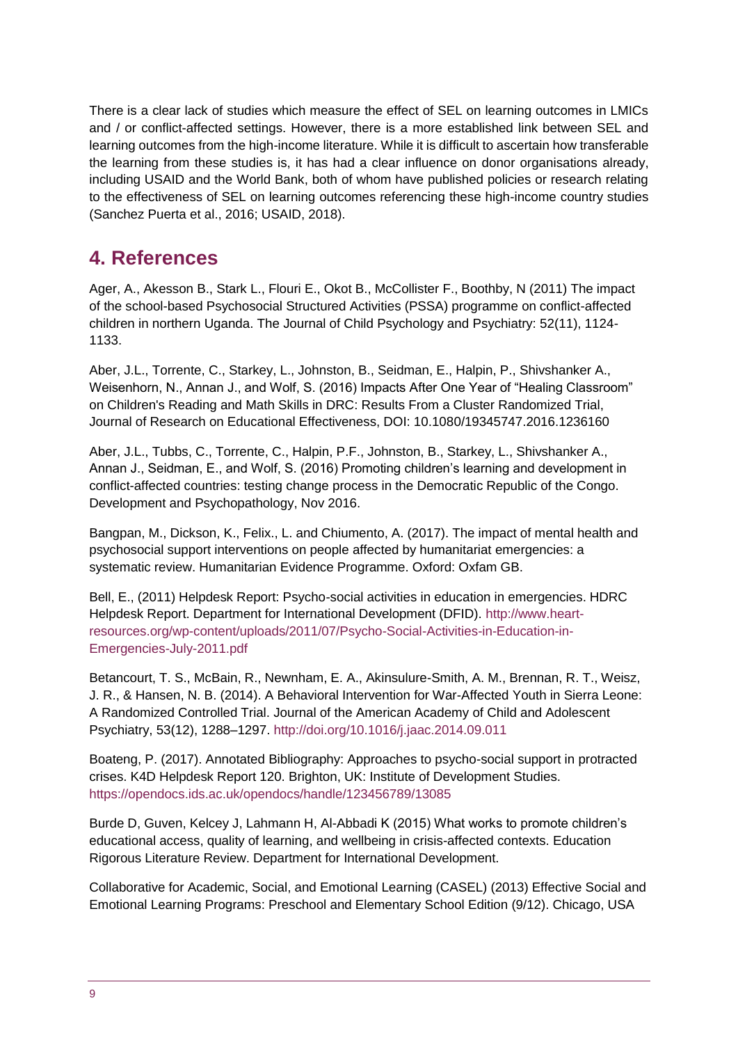There is a clear lack of studies which measure the effect of SEL on learning outcomes in LMICs and / or conflict-affected settings. However, there is a more established link between SEL and learning outcomes from the high-income literature. While it is difficult to ascertain how transferable the learning from these studies is, it has had a clear influence on donor organisations already, including USAID and the World Bank, both of whom have published policies or research relating to the effectiveness of SEL on learning outcomes referencing these high-income country studies (Sanchez Puerta et al., 2016; USAID, 2018).

## 4. References

Ager, A., Akesson B., Stark L., Flouri E., Okot B., McCollister F., Boothby, N (2011) The impact of the school-based Psychosocial Structured Activities (PSSA) programme on conflict-affected children in northern Uganda. The Journal of Child Psychology and Psychiatry: 52(11), 1124-1133.

Aber, J.L., Torrente, C., Starkey, L., Johnston, B., Seidman, E., Halpin, P., Shivshanker A., Weisenhorn, N., Annan J., and Wolf, S. (2016) Impacts After One Year of "Healing Classroom" on Children's Reading and Math Skills in DRC: Results From a Cluster Randomized Trial, Journal of Research on Educational Effectiveness, DOI: 10.1080/19345747.2016.1236160

Aber, J.L., Tubbs, C., Torrente, C., Halpin, P.F., Johnston, B., Starkey, L., Shivshanker A., Annan J., Seidman, E., and Wolf, S. (2016) Promoting children's learning and development in conflict-affected countries: testing change process in the Democratic Republic of the Congo. Development and Psychopathology, Nov 2016.

Bangpan, M., Dickson, K., Felix., L. and Chiumento, A. (2017). The impact of mental health and psychosocial support interventions on people affected by humanitariat emergencies: a systematic review. Humanitarian Evidence Programme. Oxford: Oxfam GB.

Bell, E., (2011) Helpdesk Report: Psycho-social activities in education in emergencies. HDRC Helpdesk Report. Department for International Development (DFID). http://www.heart-resources.org/wp-content/uploads/2011/07/Psycho-Social-Activities-in-Education-in-Emergencies-July-2011.pdf

Betancourt, T. S., McBain, R., Newnham, E. A., Akinsulure-Smith, A. M., Brennan, R. T., Weisz, J. R., & Hansen, N. B. (2014). A Behavioral Intervention for War-Affected Youth in Sierra Leone: A Randomized Controlled Trial. Journal of the American Academy of Child and Adolescent Psychiatry, 53(12), 1288–1297. http://doi.org/10.1016/j.jaac.2014.09.011

Boateng, P. (2017). Annotated Bibliography: Approaches to psycho-social support in protracted crises. K4D Helpdesk Report 120. Brighton, UK: Institute of Development Studies. https://opendocs.ids.ac.uk/opendocs/handle/123456789/13085

Burde D, Guven, Kelcey J, Lahmann H, Al-Abbadi K (2015) What works to promote children's educational access, quality of learning, and wellbeing in crisis-affected contexts. Education Rigorous Literature Review. Department for International Development.

Collaborative for Academic, Social, and Emotional Learning (CASEL) (2013) Effective Social and Emotional Learning Programs: Preschool and Elementary School Edition (9/12). Chicago, USA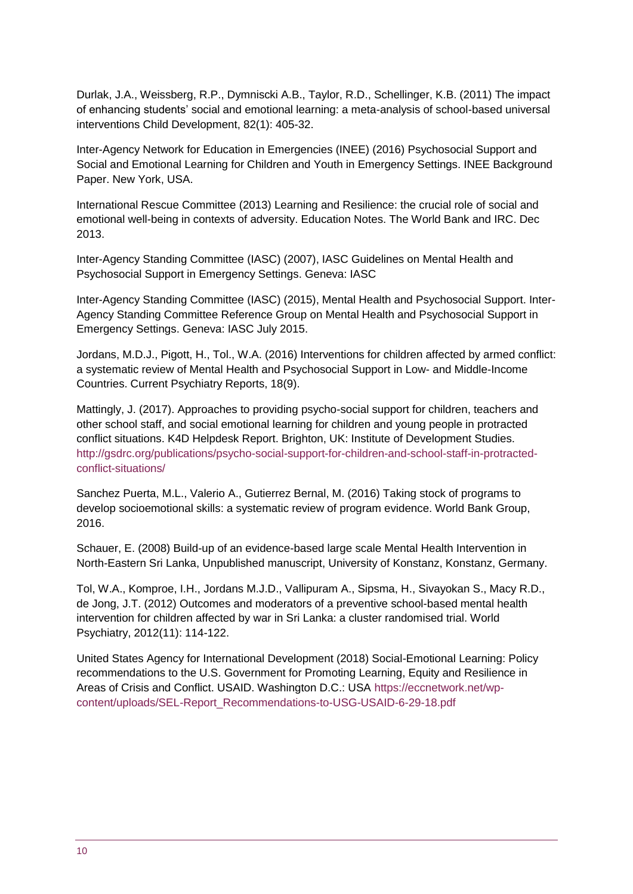Durlak, J.A., Weissberg, R.P., Dymniscki A.B., Taylor, R.D., Schellinger, K.B. (2011) The impact of enhancing students' social and emotional learning: a meta-analysis of school-based universal interventions Child Development, 82(1): 405-32.

Inter-Agency Network for Education in Emergencies (INEE) (2016) Psychosocial Support and Social and Emotional Learning for Children and Youth in Emergency Settings. INEE Background Paper. New York, USA.

International Rescue Committee (2013) Learning and Resilience: the crucial role of social and emotional well-being in contexts of adversity. Education Notes. The World Bank and IRC. Dec 2013.

Inter-Agency Standing Committee (IASC) (2007), IASC Guidelines on Mental Health and Psychosocial Support in Emergency Settings. Geneva: IASC

Inter-Agency Standing Committee (IASC) (2015), Mental Health and Psychosocial Support. Inter-Agency Standing Committee Reference Group on Mental Health and Psychosocial Support in Emergency Settings. Geneva: IASC July 2015.

Jordans, M.D.J., Pigott, H., Tol., W.A. (2016) Interventions for children affected by armed conflict: a systematic review of Mental Health and Psychosocial Support in Low- and Middle-Income Countries. Current Psychiatry Reports, 18(9).

Mattingly, J. (2017). Approaches to providing psycho-social support for children, teachers and other school staff, and social emotional learning for children and young people in protracted conflict situations. K4D Helpdesk Report. Brighton, UK: Institute of Development Studies. http://gsdrc.org/publications/psycho-social-support-for-children-and-school-staff-in-protracted-conflict-situations/

Sanchez Puerta, M.L., Valerio A., Gutierrez Bernal, M. (2016) Taking stock of programs to develop socioemotional skills: a systematic review of program evidence. World Bank Group, 2016.

Schauer, E. (2008) Build-up of an evidence-based large scale Mental Health Intervention in North-Eastern Sri Lanka, Unpublished manuscript, University of Konstanz, Konstanz, Germany.

Tol, W.A., Komproe, I.H., Jordans M.J.D., Vallipuram A., Sipsma, H., Sivayokan S., Macy R.D., de Jong, J.T. (2012) Outcomes and moderators of a preventive school-based mental health intervention for children affected by war in Sri Lanka: a cluster randomised trial. World Psychiatry, 2012(11): 114-122.

United States Agency for International Development (2018) Social-Emotional Learning: Policy recommendations to the U.S. Government for Promoting Learning, Equity and Resilience in Areas of Crisis and Conflict. USAID. Washington D.C.: USA https://eccnetwork.net/wp-content/uploads/SEL-Report_Recommendations-to-USG-USAID-6-29-18.pdf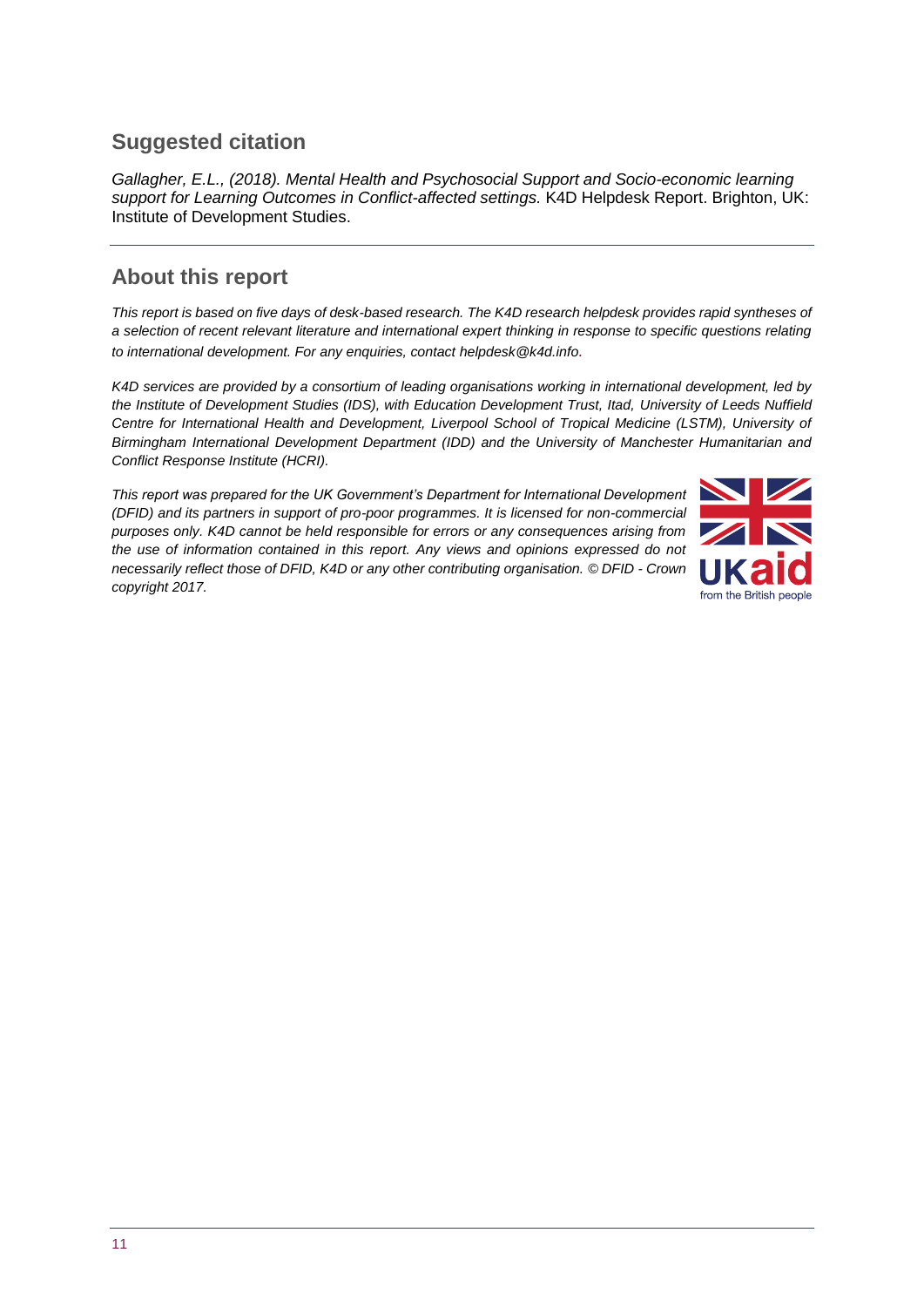## Suggested citation

*Gallagher, E.L., (2018). Mental Health and Psychosocial Support and Socio-economic learning support for Learning Outcomes in Conflict-affected settings.* K4D Helpdesk Report. Brighton, UK: Institute of Development Studies.

## About this report

*This report is based on five days of desk-based research. The K4D research helpdesk provides rapid syntheses of a selection of recent relevant literature and international expert thinking in response to specific questions relating to international development. For any enquiries, contact helpdesk@k4d.info.*

*K4D services are provided by a consortium of leading organisations working in international development, led by the Institute of Development Studies (IDS), with Education Development Trust, Itad, University of Leeds Nuffield Centre for International Health and Development, Liverpool School of Tropical Medicine (LSTM), University of Birmingham International Development Department (IDD) and the University of Manchester Humanitarian and Conflict Response Institute (HCRI).*

*This report was prepared for the UK Government's Department for International Development (DFID) and its partners in support of pro-poor programmes. It is licensed for non-commercial purposes only. K4D cannot be held responsible for errors or any consequences arising from the use of information contained in this report. Any views and opinions expressed do not necessarily reflect those of DFID, K4D or any other contributing organisation. © DFID - Crown copyright 2017.*

UKaid
from the British people